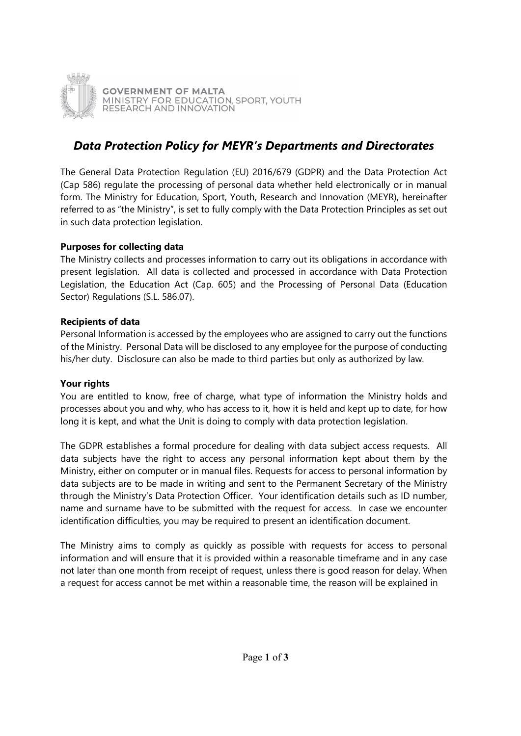GOVERNMENT OF MALTA
MINISTRY FOR EDUCATION, SPORT, YOUTH RESEARCH AND INNOVATION

# *Data Protection Policy for MEYR's Departments and Directorates*

The General Data Protection Regulation (EU) 2016/679 (GDPR) and the Data Protection Act (Cap 586) regulate the processing of personal data whether held electronically or in manual form. The Ministry for Education, Sport, Youth, Research and Innovation (MEYR), hereinafter referred to as "the Ministry", is set to fully comply with the Data Protection Principles as set out in such data protection legislation.

**Purposes for collecting data**

The Ministry collects and processes information to carry out its obligations in accordance with present legislation. All data is collected and processed in accordance with Data Protection Legislation, the Education Act (Cap. 605) and the Processing of Personal Data (Education Sector) Regulations (S.L. 586.07).

**Recipients of data**

Personal Information is accessed by the employees who are assigned to carry out the functions of the Ministry. Personal Data will be disclosed to any employee for the purpose of conducting his/her duty. Disclosure can also be made to third parties but only as authorized by law.

**Your rights**

You are entitled to know, free of charge, what type of information the Ministry holds and processes about you and why, who has access to it, how it is held and kept up to date, for how long it is kept, and what the Unit is doing to comply with data protection legislation.

The GDPR establishes a formal procedure for dealing with data subject access requests. All data subjects have the right to access any personal information kept about them by the Ministry, either on computer or in manual files. Requests for access to personal information by data subjects are to be made in writing and sent to the Permanent Secretary of the Ministry through the Ministry's Data Protection Officer. Your identification details such as ID number, name and surname have to be submitted with the request for access. In case we encounter identification difficulties, you may be required to present an identification document.

The Ministry aims to comply as quickly as possible with requests for access to personal information and will ensure that it is provided within a reasonable timeframe and in any case not later than one month from receipt of request, unless there is good reason for delay. When a request for access cannot be met within a reasonable time, the reason will be explained in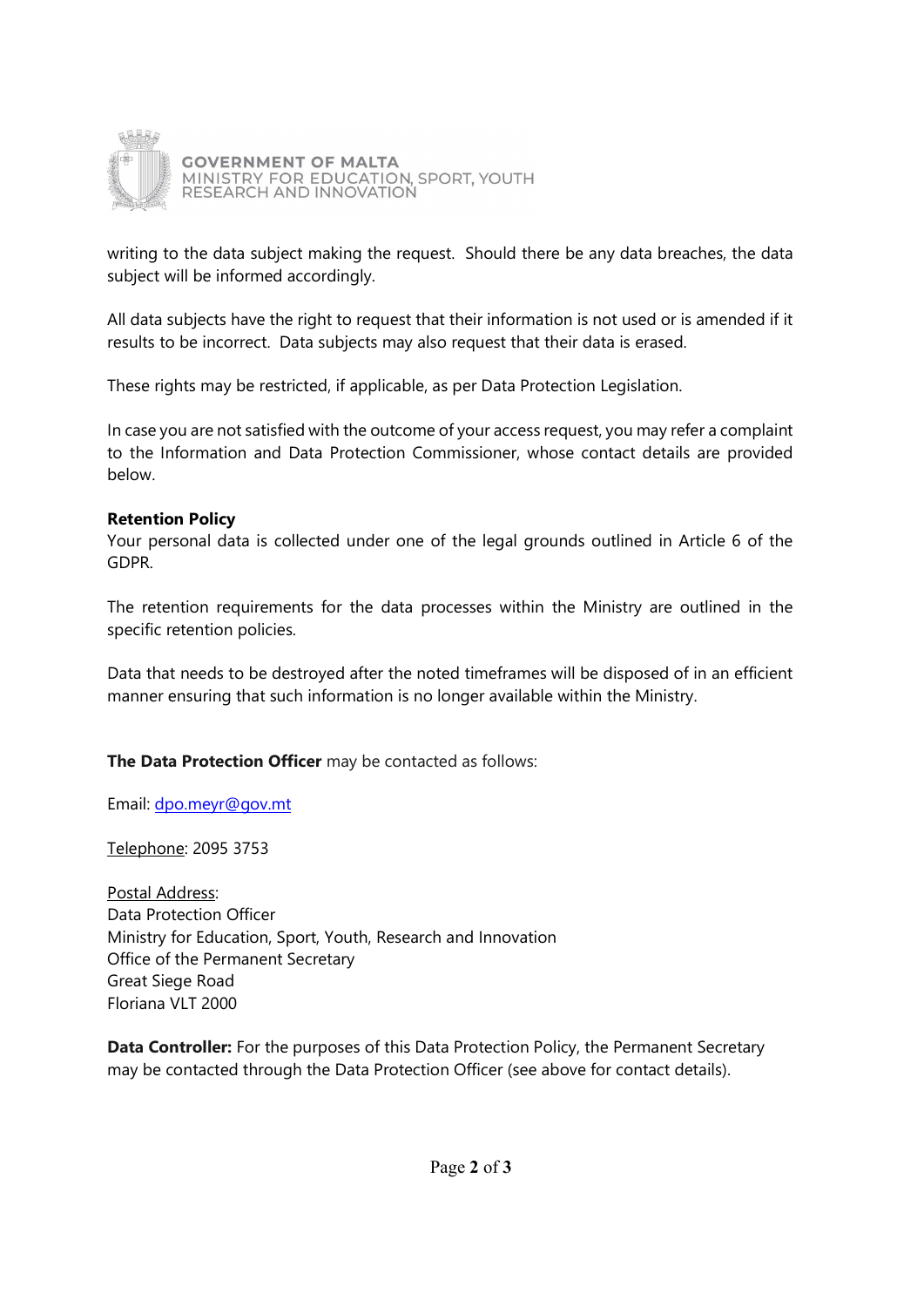writing to the data subject making the request. Should there be any data breaches, the data subject will be informed accordingly.

All data subjects have the right to request that their information is not used or is amended if it results to be incorrect. Data subjects may also request that their data is erased.

These rights may be restricted, if applicable, as per Data Protection Legislation.

In case you are not satisfied with the outcome of your access request, you may refer a complaint to the Information and Data Protection Commissioner, whose contact details are provided below.

**Retention Policy**
Your personal data is collected under one of the legal grounds outlined in Article 6 of the GDPR.

The retention requirements for the data processes within the Ministry are outlined in the specific retention policies.

Data that needs to be destroyed after the noted timeframes will be disposed of in an efficient manner ensuring that such information is no longer available within the Ministry.

**The Data Protection Officer** may be contacted as follows:

Email: dpo.meyr@gov.mt

Telephone: 2095 3753

Postal Address:
Data Protection Officer
Ministry for Education, Sport, Youth, Research and Innovation
Office of the Permanent Secretary
Great Siege Road
Floriana VLT 2000

**Data Controller:** For the purposes of this Data Protection Policy, the Permanent Secretary may be contacted through the Data Protection Officer (see above for contact details).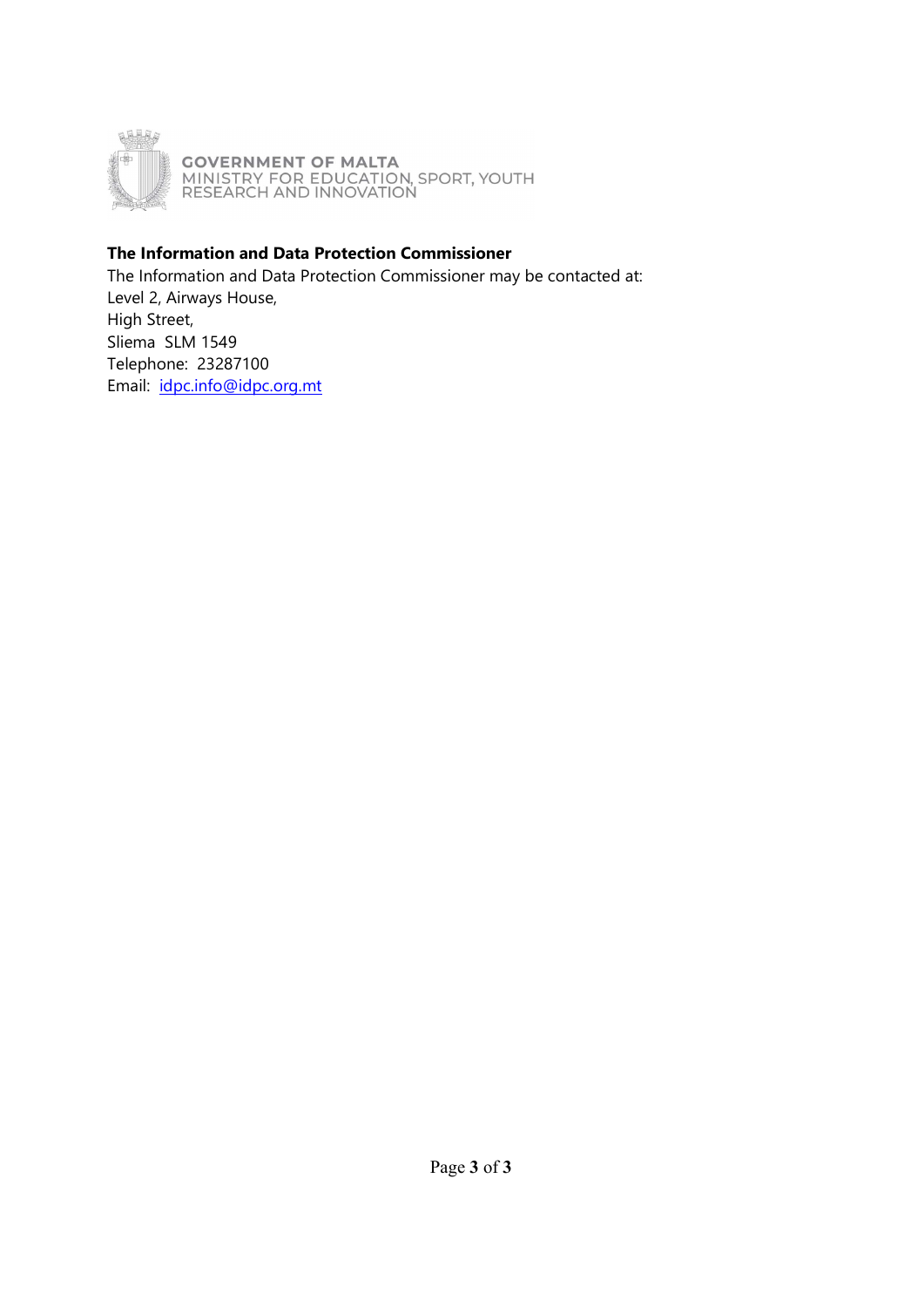**GOVERNMENT OF MALTA**
MINISTRY FOR EDUCATION, SPORT, YOUTH
RESEARCH AND INNOVATION

**The Information and Data Protection Commissioner**

The Information and Data Protection Commissioner may be contacted at:
Level 2, Airways House,
High Street,
Sliema SLM 1549
Telephone: 23287100
Email: idpc.info@idpc.org.mt